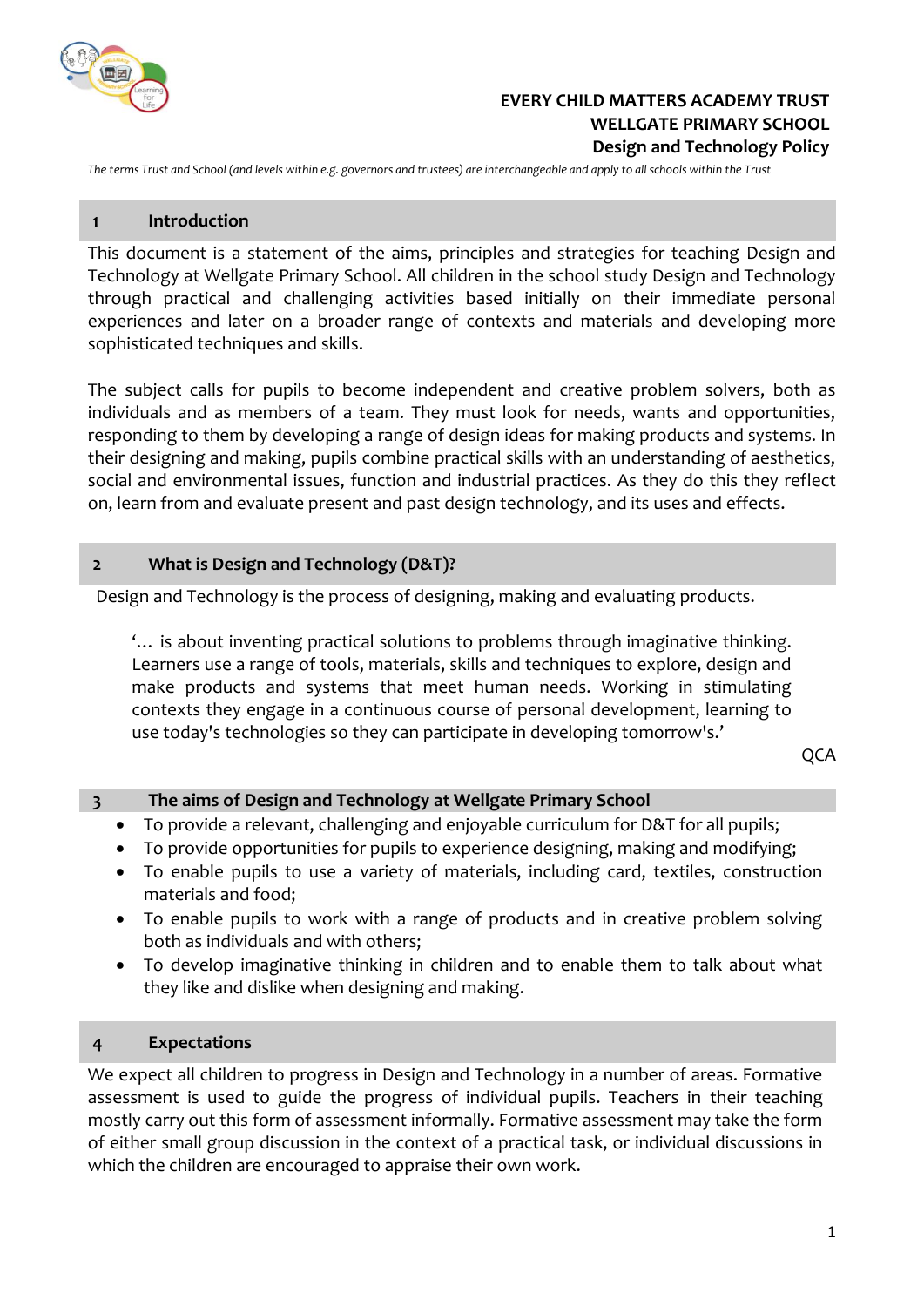**EVERY CHILD MATTERS ACADEMY TRUST**
**WELLGATE PRIMARY SCHOOL**
**Design and Technology Policy**

*The terms Trust and School (and levels within e.g. governors and trustees) are interchangeable and apply to all schools within the Trust*

## 1 Introduction

This document is a statement of the aims, principles and strategies for teaching Design and Technology at Wellgate Primary School. All children in the school study Design and Technology through practical and challenging activities based initially on their immediate personal experiences and later on a broader range of contexts and materials and developing more sophisticated techniques and skills.

The subject calls for pupils to become independent and creative problem solvers, both as individuals and as members of a team. They must look for needs, wants and opportunities, responding to them by developing a range of design ideas for making products and systems. In their designing and making, pupils combine practical skills with an understanding of aesthetics, social and environmental issues, function and industrial practices. As they do this they reflect on, learn from and evaluate present and past design technology, and its uses and effects.

## 2 What is Design and Technology (D&T)?

Design and Technology is the process of designing, making and evaluating products.

> '… is about inventing practical solutions to problems through imaginative thinking. Learners use a range of tools, materials, skills and techniques to explore, design and make products and systems that meet human needs. Working in stimulating contexts they engage in a continuous course of personal development, learning to use today's technologies so they can participate in developing tomorrow's.'
>
> QCA

## 3 The aims of Design and Technology at Wellgate Primary School

- To provide a relevant, challenging and enjoyable curriculum for D&T for all pupils;
- To provide opportunities for pupils to experience designing, making and modifying;
- To enable pupils to use a variety of materials, including card, textiles, construction materials and food;
- To enable pupils to work with a range of products and in creative problem solving both as individuals and with others;
- To develop imaginative thinking in children and to enable them to talk about what they like and dislike when designing and making.

## 4 Expectations

We expect all children to progress in Design and Technology in a number of areas. Formative assessment is used to guide the progress of individual pupils. Teachers in their teaching mostly carry out this form of assessment informally. Formative assessment may take the form of either small group discussion in the context of a practical task, or individual discussions in which the children are encouraged to appraise their own work.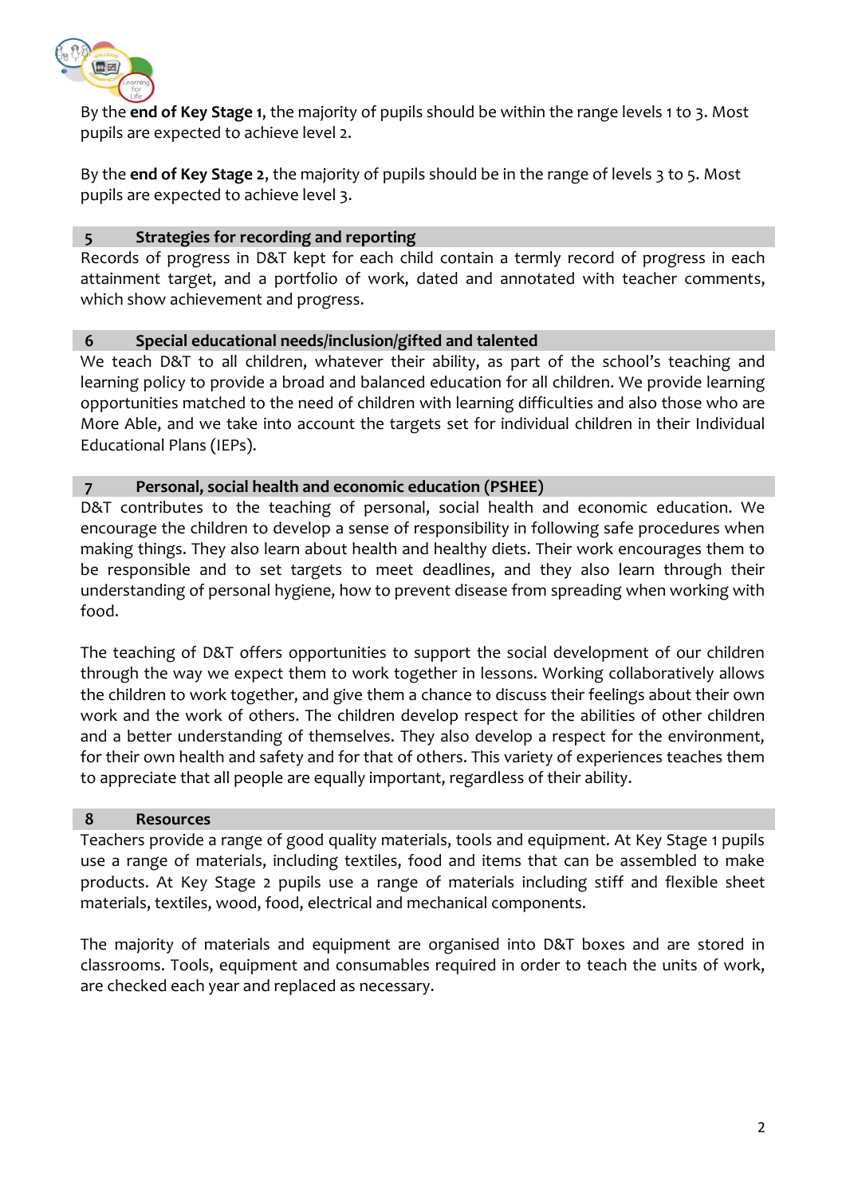By the **end of Key Stage 1**, the majority of pupils should be within the range levels 1 to 3. Most pupils are expected to achieve level 2.

By the **end of Key Stage 2**, the majority of pupils should be in the range of levels 3 to 5. Most pupils are expected to achieve level 3.

## 5 Strategies for recording and reporting

Records of progress in D&T kept for each child contain a termly record of progress in each attainment target, and a portfolio of work, dated and annotated with teacher comments, which show achievement and progress.

## 6 Special educational needs/inclusion/gifted and talented

We teach D&T to all children, whatever their ability, as part of the school's teaching and learning policy to provide a broad and balanced education for all children. We provide learning opportunities matched to the need of children with learning difficulties and also those who are More Able, and we take into account the targets set for individual children in their Individual Educational Plans (IEPs).

## 7 Personal, social health and economic education (PSHEE)

D&T contributes to the teaching of personal, social health and economic education. We encourage the children to develop a sense of responsibility in following safe procedures when making things. They also learn about health and healthy diets. Their work encourages them to be responsible and to set targets to meet deadlines, and they also learn through their understanding of personal hygiene, how to prevent disease from spreading when working with food.

The teaching of D&T offers opportunities to support the social development of our children through the way we expect them to work together in lessons. Working collaboratively allows the children to work together, and give them a chance to discuss their feelings about their own work and the work of others. The children develop respect for the abilities of other children and a better understanding of themselves. They also develop a respect for the environment, for their own health and safety and for that of others. This variety of experiences teaches them to appreciate that all people are equally important, regardless of their ability.

## 8 Resources

Teachers provide a range of good quality materials, tools and equipment. At Key Stage 1 pupils use a range of materials, including textiles, food and items that can be assembled to make products. At Key Stage 2 pupils use a range of materials including stiff and flexible sheet materials, textiles, wood, food, electrical and mechanical components.

The majority of materials and equipment are organised into D&T boxes and are stored in classrooms. Tools, equipment and consumables required in order to teach the units of work, are checked each year and replaced as necessary.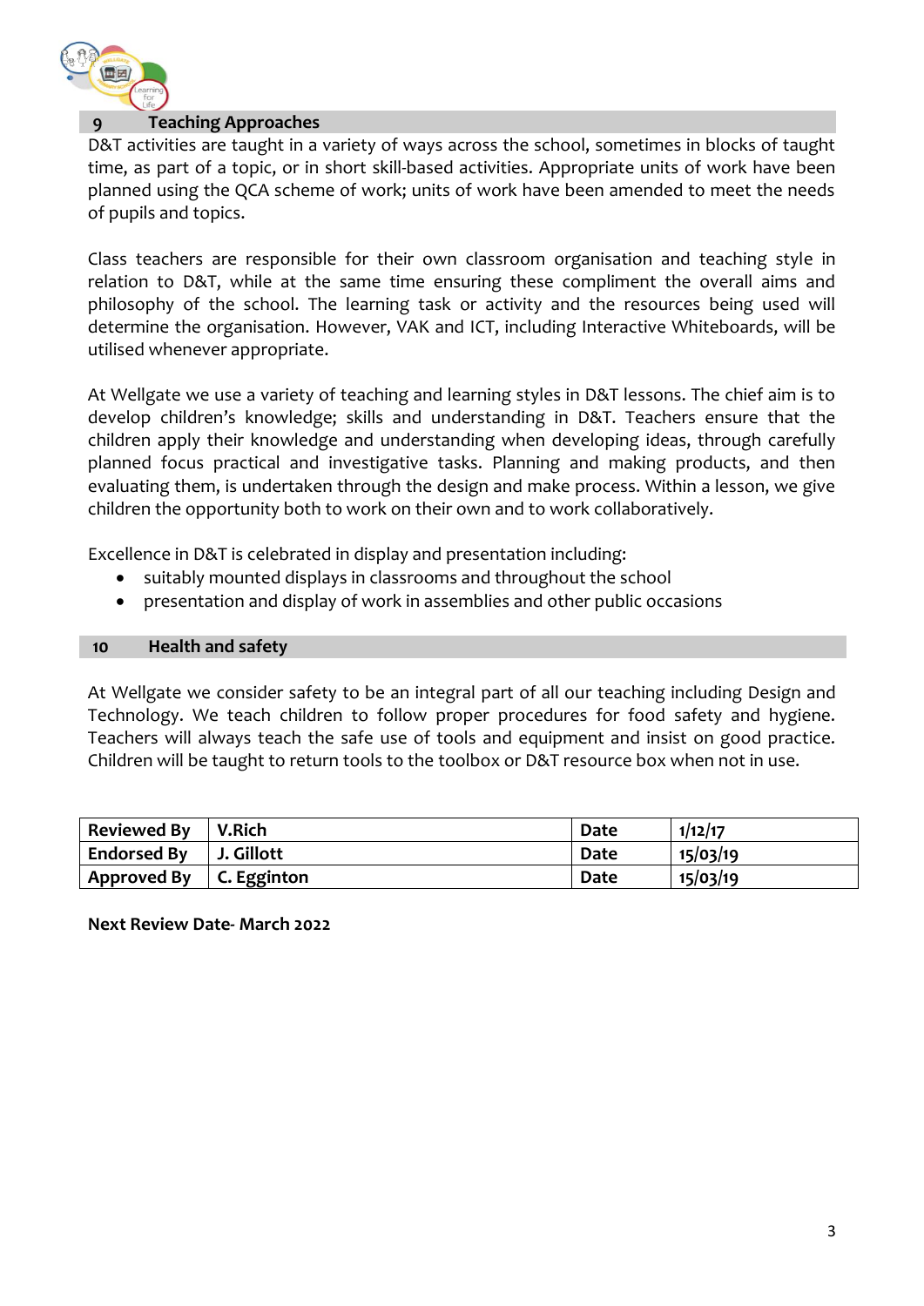## 9 Teaching Approaches

D&T activities are taught in a variety of ways across the school, sometimes in blocks of taught time, as part of a topic, or in short skill-based activities. Appropriate units of work have been planned using the QCA scheme of work; units of work have been amended to meet the needs of pupils and topics.

Class teachers are responsible for their own classroom organisation and teaching style in relation to D&T, while at the same time ensuring these compliment the overall aims and philosophy of the school. The learning task or activity and the resources being used will determine the organisation. However, VAK and ICT, including Interactive Whiteboards, will be utilised whenever appropriate.

At Wellgate we use a variety of teaching and learning styles in D&T lessons. The chief aim is to develop children's knowledge; skills and understanding in D&T. Teachers ensure that the children apply their knowledge and understanding when developing ideas, through carefully planned focus practical and investigative tasks. Planning and making products, and then evaluating them, is undertaken through the design and make process. Within a lesson, we give children the opportunity both to work on their own and to work collaboratively.

Excellence in D&T is celebrated in display and presentation including:

- suitably mounted displays in classrooms and throughout the school
- presentation and display of work in assemblies and other public occasions

## 10 Health and safety

At Wellgate we consider safety to be an integral part of all our teaching including Design and Technology. We teach children to follow proper procedures for food safety and hygiene. Teachers will always teach the safe use of tools and equipment and insist on good practice. Children will be taught to return tools to the toolbox or D&T resource box when not in use.

| | | | |
|---|---|---|---|
| **Reviewed By** | **V.Rich** | **Date** | **1/12/17** |
| **Endorsed By** | **J. Gillott** | **Date** | **15/03/19** |
| **Approved By** | **C. Egginton** | **Date** | **15/03/19** |

**Next Review Date- March 2022**